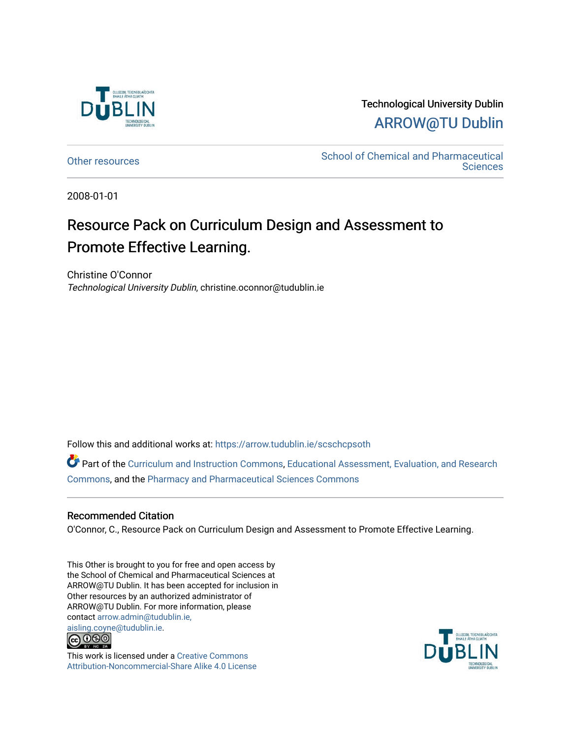Technological University Dublin

ARROW@TU Dublin

Other resources

School of Chemical and Pharmaceutical Sciences

2008-01-01

# Resource Pack on Curriculum Design and Assessment to Promote Effective Learning.

Christine O'Connor

*Technological University Dublin*, christine.oconnor@tudublin.ie

Follow this and additional works at: https://arrow.tudublin.ie/scschcpsoth

Part of the Curriculum and Instruction Commons, Educational Assessment, Evaluation, and Research Commons, and the Pharmacy and Pharmaceutical Sciences Commons

## Recommended Citation

O'Connor, C., Resource Pack on Curriculum Design and Assessment to Promote Effective Learning.

This Other is brought to you for free and open access by the School of Chemical and Pharmaceutical Sciences at ARROW@TU Dublin. It has been accepted for inclusion in Other resources by an authorized administrator of ARROW@TU Dublin. For more information, please contact arrow.admin@tudublin.ie, aisling.coyne@tudublin.ie.

This work is licensed under a Creative Commons Attribution-Noncommercial-Share Alike 4.0 License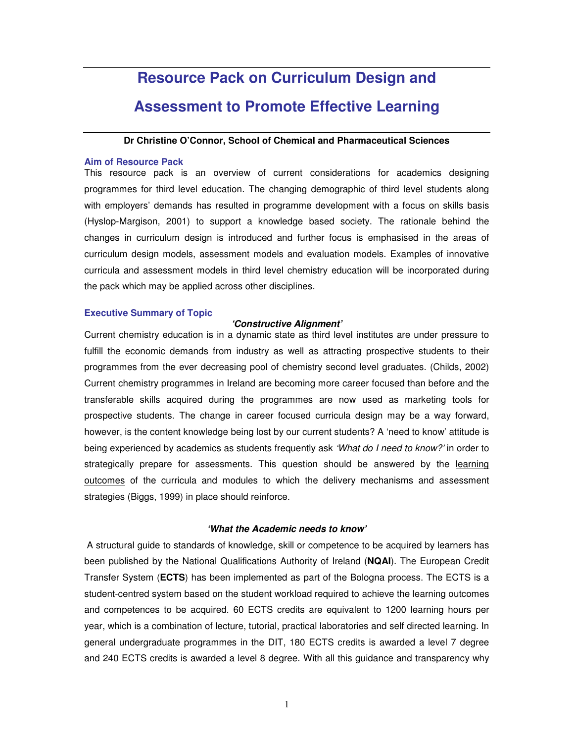# Resource Pack on Curriculum Design and Assessment to Promote Effective Learning

**Dr Christine O'Connor, School of Chemical and Pharmaceutical Sciences**

### Aim of Resource Pack

This resource pack is an overview of current considerations for academics designing programmes for third level education. The changing demographic of third level students along with employers' demands has resulted in programme development with a focus on skills basis (Hyslop-Margison, 2001) to support a knowledge based society. The rationale behind the changes in curriculum design is introduced and further focus is emphasised in the areas of curriculum design models, assessment models and evaluation models. Examples of innovative curricula and assessment models in third level chemistry education will be incorporated during the pack which may be applied across other disciplines.

### Executive Summary of Topic

***'Constructive Alignment'***

Current chemistry education is in a dynamic state as third level institutes are under pressure to fulfill the economic demands from industry as well as attracting prospective students to their programmes from the ever decreasing pool of chemistry second level graduates. (Childs, 2002) Current chemistry programmes in Ireland are becoming more career focused than before and the transferable skills acquired during the programmes are now used as marketing tools for prospective students. The change in career focused curricula design may be a way forward, however, is the content knowledge being lost by our current students? A 'need to know' attitude is being experienced by academics as students frequently ask *'What do I need to know?'* in order to strategically prepare for assessments. This question should be answered by the learning outcomes of the curricula and modules to which the delivery mechanisms and assessment strategies (Biggs, 1999) in place should reinforce.

***'What the Academic needs to know'***

A structural guide to standards of knowledge, skill or competence to be acquired by learners has been published by the National Qualifications Authority of Ireland (**NQAI**). The European Credit Transfer System (**ECTS**) has been implemented as part of the Bologna process. The ECTS is a student-centred system based on the student workload required to achieve the learning outcomes and competences to be acquired. 60 ECTS credits are equivalent to 1200 learning hours per year, which is a combination of lecture, tutorial, practical laboratories and self directed learning. In general undergraduate programmes in the DIT, 180 ECTS credits is awarded a level 7 degree and 240 ECTS credits is awarded a level 8 degree. With all this guidance and transparency why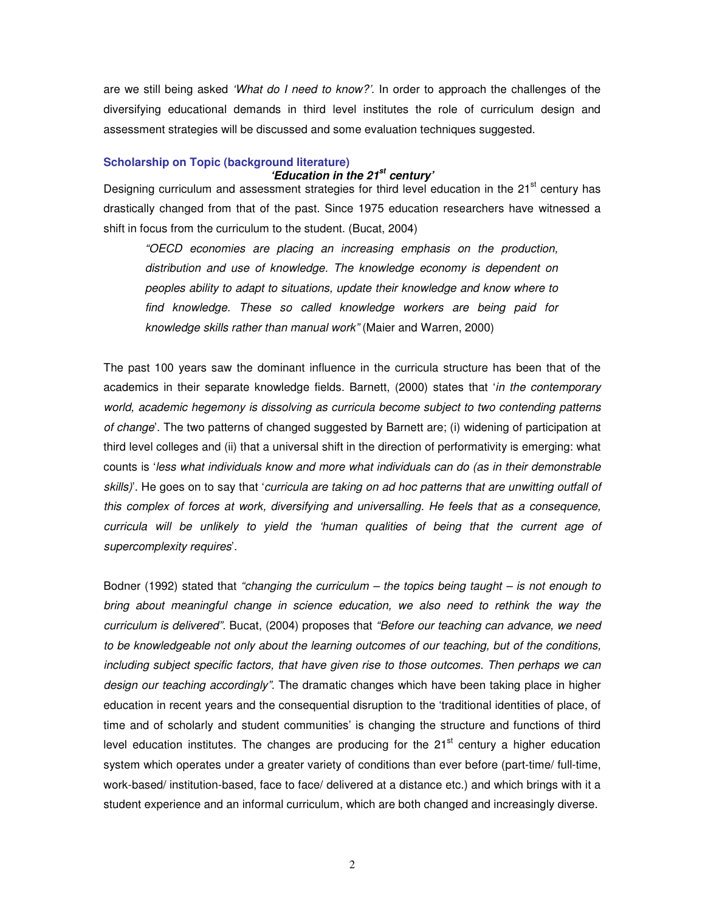are we still being asked *'What do I need to know?'*. In order to approach the challenges of the diversifying educational demands in third level institutes the role of curriculum design and assessment strategies will be discussed and some evaluation techniques suggested.

## Scholarship on Topic (background literature)

### *'Education in the 21st century'*

Designing curriculum and assessment strategies for third level education in the 21st century has drastically changed from that of the past. Since 1975 education researchers have witnessed a shift in focus from the curriculum to the student. (Bucat, 2004)

> *"OECD economies are placing an increasing emphasis on the production, distribution and use of knowledge. The knowledge economy is dependent on peoples ability to adapt to situations, update their knowledge and know where to find knowledge. These so called knowledge workers are being paid for knowledge skills rather than manual work"* (Maier and Warren, 2000)

The past 100 years saw the dominant influence in the curricula structure has been that of the academics in their separate knowledge fields. Barnett, (2000) states that '*in the contemporary world, academic hegemony is dissolving as curricula become subject to two contending patterns of change*'. The two patterns of changed suggested by Barnett are; (i) widening of participation at third level colleges and (ii) that a universal shift in the direction of performativity is emerging: what counts is '*less what individuals know and more what individuals can do (as in their demonstrable skills)*'. He goes on to say that '*curricula are taking on ad hoc patterns that are unwitting outfall of this complex of forces at work, diversifying and universalling. He feels that as a consequence, curricula will be unlikely to yield the 'human qualities of being that the current age of supercomplexity requires*'.

Bodner (1992) stated that *"changing the curriculum – the topics being taught – is not enough to bring about meaningful change in science education, we also need to rethink the way the curriculum is delivered"*. Bucat, (2004) proposes that *"Before our teaching can advance, we need to be knowledgeable not only about the learning outcomes of our teaching, but of the conditions, including subject specific factors, that have given rise to those outcomes. Then perhaps we can design our teaching accordingly"*. The dramatic changes which have been taking place in higher education in recent years and the consequential disruption to the 'traditional identities of place, of time and of scholarly and student communities' is changing the structure and functions of third level education institutes. The changes are producing for the 21st century a higher education system which operates under a greater variety of conditions than ever before (part-time/ full-time, work-based/ institution-based, face to face/ delivered at a distance etc.) and which brings with it a student experience and an informal curriculum, which are both changed and increasingly diverse.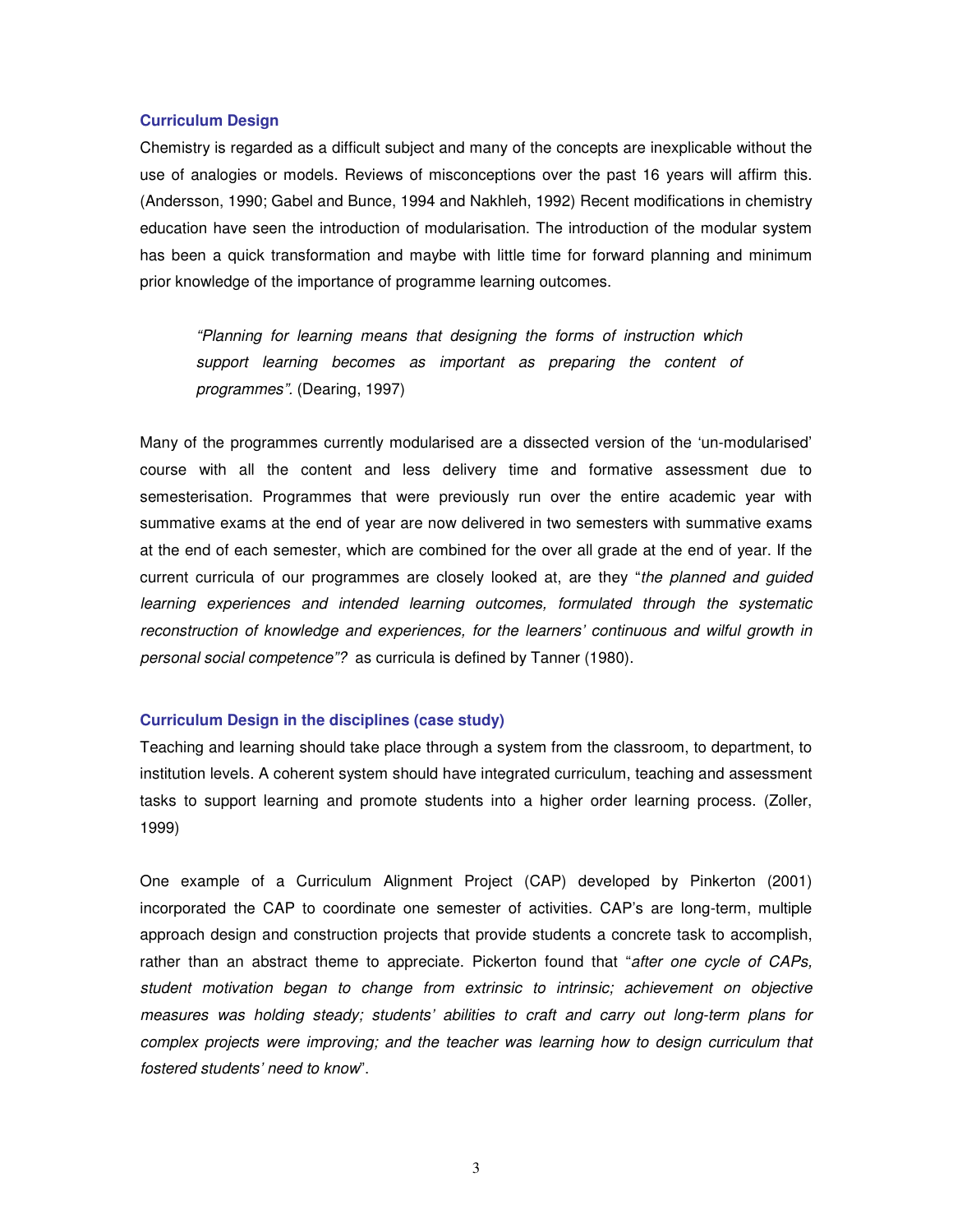### Curriculum Design

Chemistry is regarded as a difficult subject and many of the concepts are inexplicable without the use of analogies or models. Reviews of misconceptions over the past 16 years will affirm this. (Andersson, 1990; Gabel and Bunce, 1994 and Nakhleh, 1992) Recent modifications in chemistry education have seen the introduction of modularisation. The introduction of the modular system has been a quick transformation and maybe with little time for forward planning and minimum prior knowledge of the importance of programme learning outcomes.

> *"Planning for learning means that designing the forms of instruction which support learning becomes as important as preparing the content of programmes".* (Dearing, 1997)

Many of the programmes currently modularised are a dissected version of the 'un-modularised' course with all the content and less delivery time and formative assessment due to semesterisation. Programmes that were previously run over the entire academic year with summative exams at the end of year are now delivered in two semesters with summative exams at the end of each semester, which are combined for the over all grade at the end of year. If the current curricula of our programmes are closely looked at, are they "*the planned and guided learning experiences and intended learning outcomes, formulated through the systematic reconstruction of knowledge and experiences, for the learners' continuous and wilful growth in personal social competence"?* as curricula is defined by Tanner (1980).

### Curriculum Design in the disciplines (case study)

Teaching and learning should take place through a system from the classroom, to department, to institution levels. A coherent system should have integrated curriculum, teaching and assessment tasks to support learning and promote students into a higher order learning process. (Zoller, 1999)

One example of a Curriculum Alignment Project (CAP) developed by Pinkerton (2001) incorporated the CAP to coordinate one semester of activities. CAP's are long-term, multiple approach design and construction projects that provide students a concrete task to accomplish, rather than an abstract theme to appreciate. Pickerton found that "*after one cycle of CAPs, student motivation began to change from extrinsic to intrinsic; achievement on objective measures was holding steady; students' abilities to craft and carry out long-term plans for complex projects were improving; and the teacher was learning how to design curriculum that fostered students' need to know*".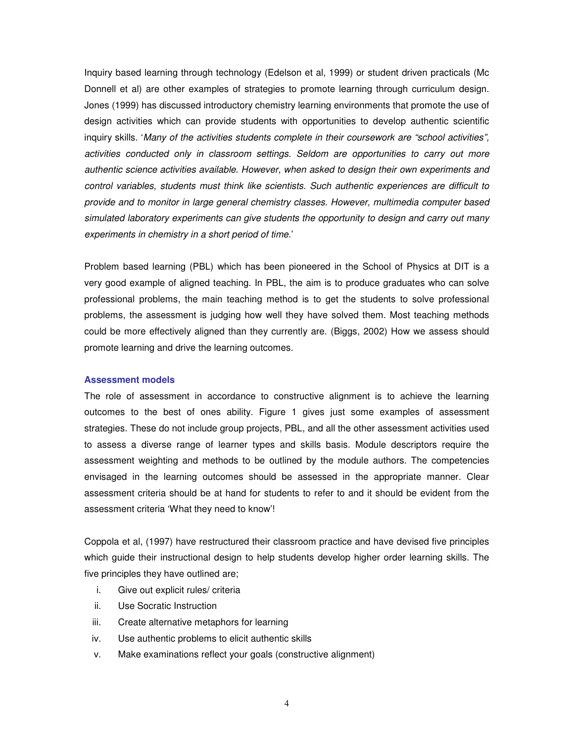Inquiry based learning through technology (Edelson et al, 1999) or student driven practicals (Mc Donnell et al) are other examples of strategies to promote learning through curriculum design. Jones (1999) has discussed introductory chemistry learning environments that promote the use of design activities which can provide students with opportunities to develop authentic scientific inquiry skills. '*Many of the activities students complete in their coursework are "school activities", activities conducted only in classroom settings. Seldom are opportunities to carry out more authentic science activities available. However, when asked to design their own experiments and control variables, students must think like scientists. Such authentic experiences are difficult to provide and to monitor in large general chemistry classes. However, multimedia computer based simulated laboratory experiments can give students the opportunity to design and carry out many experiments in chemistry in a short period of time.*'

Problem based learning (PBL) which has been pioneered in the School of Physics at DIT is a very good example of aligned teaching. In PBL, the aim is to produce graduates who can solve professional problems, the main teaching method is to get the students to solve professional problems, the assessment is judging how well they have solved them. Most teaching methods could be more effectively aligned than they currently are. (Biggs, 2002) How we assess should promote learning and drive the learning outcomes.

## Assessment models

The role of assessment in accordance to constructive alignment is to achieve the learning outcomes to the best of ones ability. Figure 1 gives just some examples of assessment strategies. These do not include group projects, PBL, and all the other assessment activities used to assess a diverse range of learner types and skills basis. Module descriptors require the assessment weighting and methods to be outlined by the module authors. The competencies envisaged in the learning outcomes should be assessed in the appropriate manner. Clear assessment criteria should be at hand for students to refer to and it should be evident from the assessment criteria 'What they need to know'!

Coppola et al, (1997) have restructured their classroom practice and have devised five principles which guide their instructional design to help students develop higher order learning skills. The five principles they have outlined are;

i. Give out explicit rules/ criteria
ii. Use Socratic Instruction
iii. Create alternative metaphors for learning
iv. Use authentic problems to elicit authentic skills
v. Make examinations reflect your goals (constructive alignment)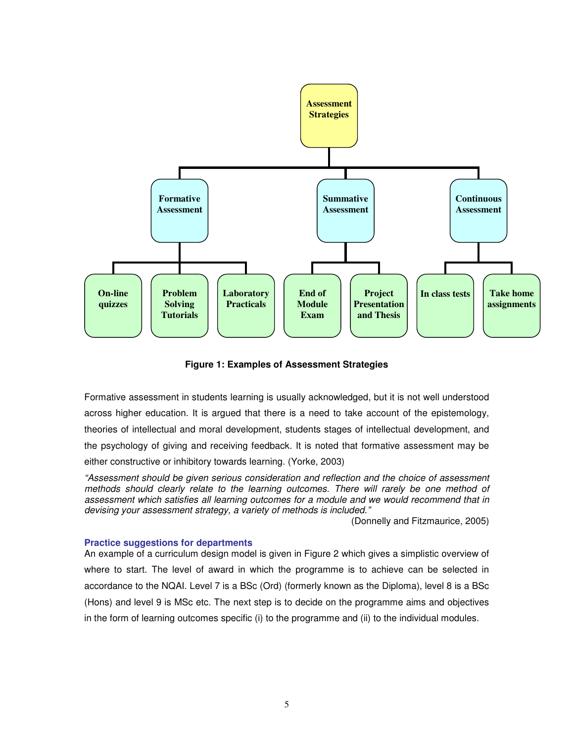Assessment Strategies

- Formative Assessment
  - On-line quizzes
  - Problem Solving Tutorials
  - Laboratory Practicals
- Summative Assessment
  - End of Module Exam
  - Project Presentation and Thesis
- Continuous Assessment
  - In class tests
  - Take home assignments

**Figure 1: Examples of Assessment Strategies**

Formative assessment in students learning is usually acknowledged, but it is not well understood across higher education. It is argued that there is a need to take account of the epistemology, theories of intellectual and moral development, students stages of intellectual development, and the psychology of giving and receiving feedback. It is noted that formative assessment may be either constructive or inhibitory towards learning. (Yorke, 2003)

*"Assessment should be given serious consideration and reflection and the choice of assessment methods should clearly relate to the learning outcomes. There will rarely be one method of assessment which satisfies all learning outcomes for a module and we would recommend that in devising your assessment strategy, a variety of methods is included."*

(Donnelly and Fitzmaurice, 2005)

### Practice suggestions for departments

An example of a curriculum design model is given in Figure 2 which gives a simplistic overview of where to start. The level of award in which the programme is to achieve can be selected in accordance to the NQAI. Level 7 is a BSc (Ord) (formerly known as the Diploma), level 8 is a BSc (Hons) and level 9 is MSc etc. The next step is to decide on the programme aims and objectives in the form of learning outcomes specific (i) to the programme and (ii) to the individual modules.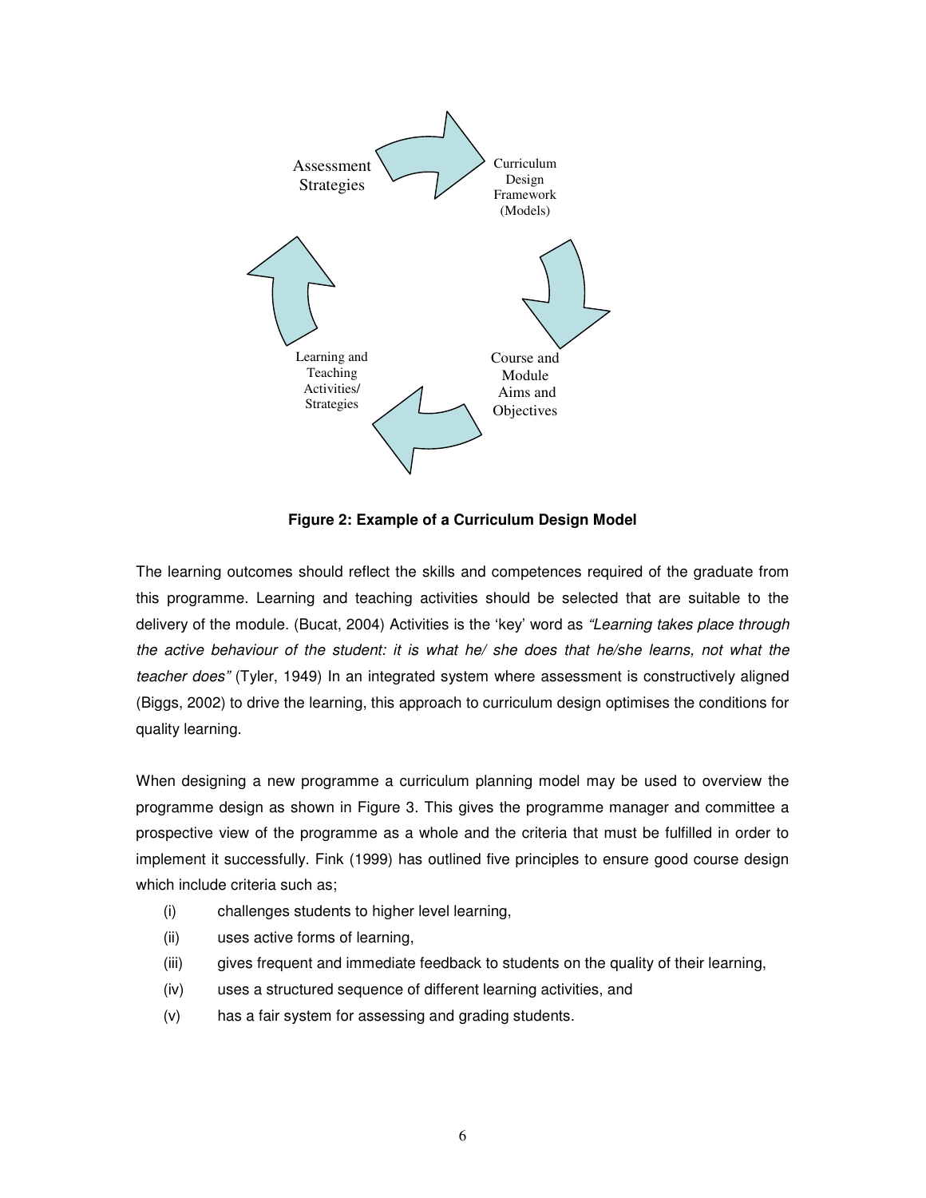Assessment Strategies

Curriculum Design Framework (Models)

Course and Module Aims and Objectives

Learning and Teaching Activities/ Strategies

**Figure 2: Example of a Curriculum Design Model**

The learning outcomes should reflect the skills and competences required of the graduate from this programme. Learning and teaching activities should be selected that are suitable to the delivery of the module. (Bucat, 2004) Activities is the 'key' word as *"Learning takes place through the active behaviour of the student: it is what he/ she does that he/she learns, not what the teacher does"* (Tyler, 1949) In an integrated system where assessment is constructively aligned (Biggs, 2002) to drive the learning, this approach to curriculum design optimises the conditions for quality learning.

When designing a new programme a curriculum planning model may be used to overview the programme design as shown in Figure 3. This gives the programme manager and committee a prospective view of the programme as a whole and the criteria that must be fulfilled in order to implement it successfully. Fink (1999) has outlined five principles to ensure good course design which include criteria such as;

(i) challenges students to higher level learning,

(ii) uses active forms of learning,

(iii) gives frequent and immediate feedback to students on the quality of their learning,

(iv) uses a structured sequence of different learning activities, and

(v) has a fair system for assessing and grading students.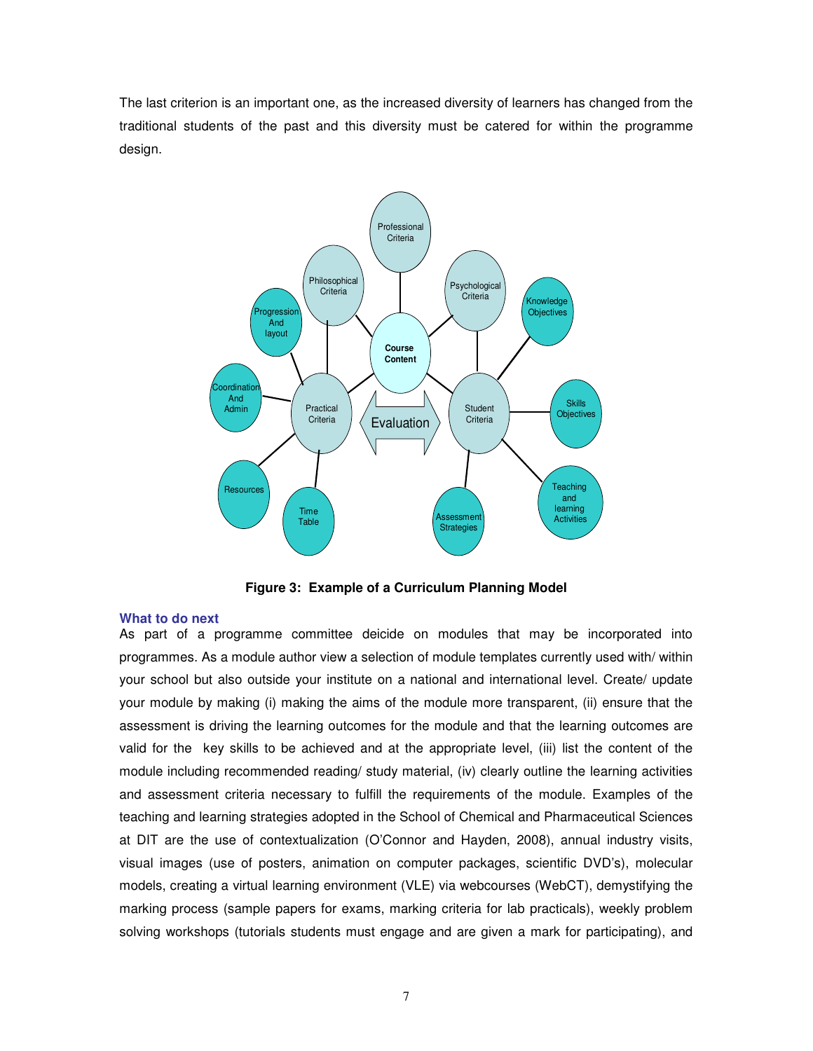The last criterion is an important one, as the increased diversity of learners has changed from the traditional students of the past and this diversity must be catered for within the programme design.

**Figure 3: Example of a Curriculum Planning Model**

### What to do next

As part of a programme committee deicide on modules that may be incorporated into programmes. As a module author view a selection of module templates currently used with/ within your school but also outside your institute on a national and international level. Create/ update your module by making (i) making the aims of the module more transparent, (ii) ensure that the assessment is driving the learning outcomes for the module and that the learning outcomes are valid for the key skills to be achieved and at the appropriate level, (iii) list the content of the module including recommended reading/ study material, (iv) clearly outline the learning activities and assessment criteria necessary to fulfill the requirements of the module. Examples of the teaching and learning strategies adopted in the School of Chemical and Pharmaceutical Sciences at DIT are the use of contextualization (O'Connor and Hayden, 2008), annual industry visits, visual images (use of posters, animation on computer packages, scientific DVD's), molecular models, creating a virtual learning environment (VLE) via webcourses (WebCT), demystifying the marking process (sample papers for exams, marking criteria for lab practicals), weekly problem solving workshops (tutorials students must engage and are given a mark for participating), and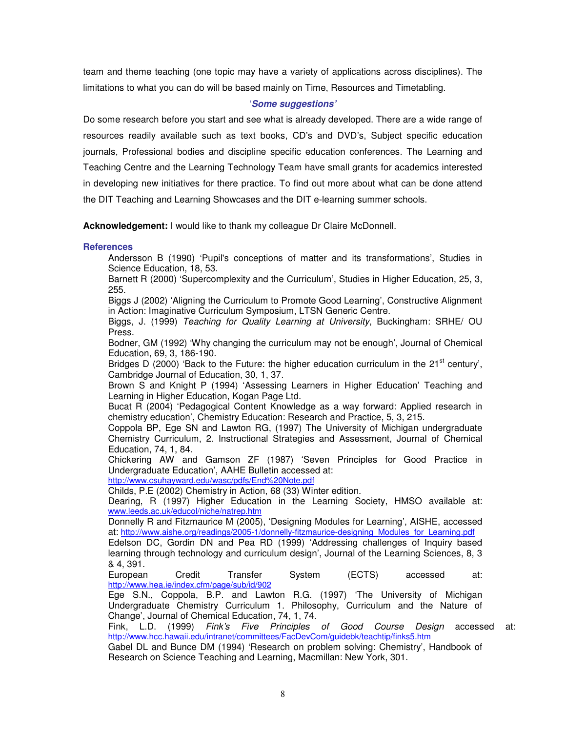team and theme teaching (one topic may have a variety of applications across disciplines). The limitations to what you can do will be based mainly on Time, Resources and Timetabling.

***'Some suggestions'***

Do some research before you start and see what is already developed. There are a wide range of resources readily available such as text books, CD's and DVD's, Subject specific education journals, Professional bodies and discipline specific education conferences. The Learning and Teaching Centre and the Learning Technology Team have small grants for academics interested in developing new initiatives for there practice. To find out more about what can be done attend the DIT Teaching and Learning Showcases and the DIT e-learning summer schools.

**Acknowledgement:** I would like to thank my colleague Dr Claire McDonnell.

### References

Andersson B (1990) 'Pupil's conceptions of matter and its transformations', Studies in Science Education, 18, 53.

Barnett R (2000) 'Supercomplexity and the Curriculum', Studies in Higher Education, 25, 3, 255.

Biggs J (2002) 'Aligning the Curriculum to Promote Good Learning', Constructive Alignment in Action: Imaginative Curriculum Symposium, LTSN Generic Centre.

Biggs, J. (1999) *Teaching for Quality Learning at University*, Buckingham: SRHE/ OU Press.

Bodner, GM (1992) 'Why changing the curriculum may not be enough', Journal of Chemical Education, 69, 3, 186-190.

Bridges D (2000) 'Back to the Future: the higher education curriculum in the 21st century', Cambridge Journal of Education, 30, 1, 37.

Brown S and Knight P (1994) 'Assessing Learners in Higher Education' Teaching and Learning in Higher Education, Kogan Page Ltd.

Bucat R (2004) 'Pedagogical Content Knowledge as a way forward: Applied research in chemistry education', Chemistry Education: Research and Practice, 5, 3, 215.

Coppola BP, Ege SN and Lawton RG, (1997) The University of Michigan undergraduate Chemistry Curriculum, 2. Instructional Strategies and Assessment, Journal of Chemical Education, 74, 1, 84.

Chickering AW and Gamson ZF (1987) 'Seven Principles for Good Practice in Undergraduate Education', AAHE Bulletin accessed at: http://www.csuhayward.edu/wasc/pdfs/End%20Note.pdf

Childs, P.E (2002) Chemistry in Action, 68 (33) Winter edition.

Dearing, R (1997) Higher Education in the Learning Society, HMSO available at: www.leeds.ac.uk/educol/niche/natrep.htm

Donnelly R and Fitzmaurice M (2005), 'Designing Modules for Learning', AISHE, accessed at: http://www.aishe.org/readings/2005-1/donnelly-fitzmaurice-designing_Modules_for_Learning.pdf

Edelson DC, Gordin DN and Pea RD (1999) 'Addressing challenges of Inquiry based learning through technology and curriculum design', Journal of the Learning Sciences, 8, 3 & 4, 391.

European Credit Transfer System (ECTS) accessed at: http://www.hea.ie/index.cfm/page/sub/id/902

Ege S.N., Coppola, B.P. and Lawton R.G. (1997) 'The University of Michigan Undergraduate Chemistry Curriculum 1. Philosophy, Curriculum and the Nature of Change', Journal of Chemical Education, 74, 1, 74.

Fink, L.D. (1999) *Fink's Five Principles of Good Course Design* accessed at: http://www.hcc.hawaii.edu/intranet/committees/FacDevCom/guidebk/teachtip/finks5.htm

Gabel DL and Bunce DM (1994) 'Research on problem solving: Chemistry', Handbook of Research on Science Teaching and Learning, Macmillan: New York, 301.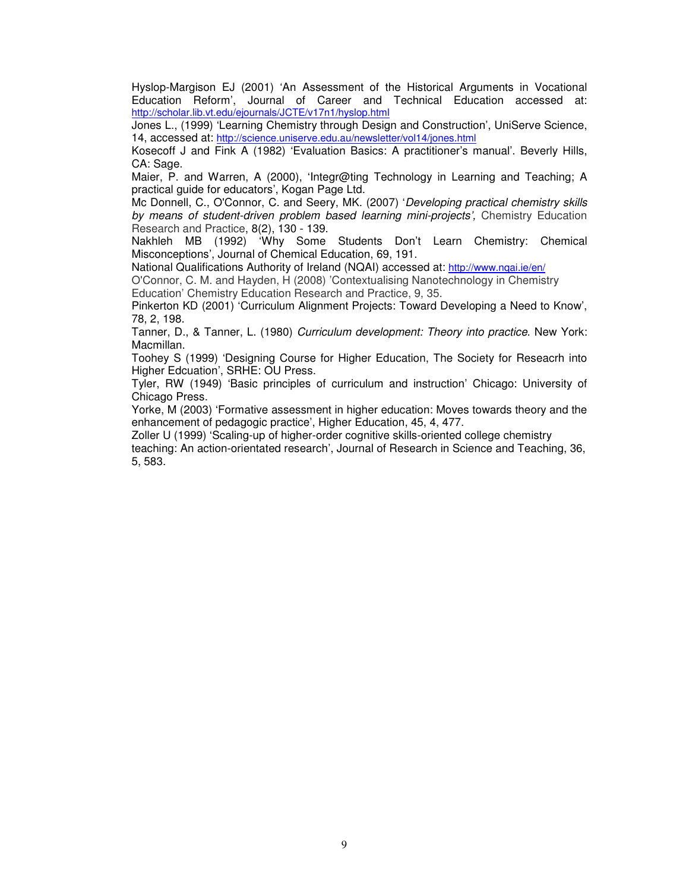Hyslop-Margison EJ (2001) 'An Assessment of the Historical Arguments in Vocational Education Reform', Journal of Career and Technical Education accessed at: http://scholar.lib.vt.edu/ejournals/JCTE/v17n1/hyslop.html

Jones L., (1999) 'Learning Chemistry through Design and Construction', UniServe Science, 14, accessed at: http://science.uniserve.edu.au/newsletter/vol14/jones.html

Kosecoff J and Fink A (1982) 'Evaluation Basics: A practitioner's manual'. Beverly Hills, CA: Sage.

Maier, P. and Warren, A (2000), 'Integr@ting Technology in Learning and Teaching; A practical guide for educators', Kogan Page Ltd.

Mc Donnell, C., O'Connor, C. and Seery, MK. (2007) '*Developing practical chemistry skills by means of student-driven problem based learning mini-projects',* Chemistry Education Research and Practice, 8(2), 130 - 139.

Nakhleh MB (1992) 'Why Some Students Don't Learn Chemistry: Chemical Misconceptions', Journal of Chemical Education, 69, 191.

National Qualifications Authority of Ireland (NQAI) accessed at: http://www.nqai.ie/en/

O'Connor, C. M. and Hayden, H (2008) 'Contextualising Nanotechnology in Chemistry Education' Chemistry Education Research and Practice, 9, 35.

Pinkerton KD (2001) 'Curriculum Alignment Projects: Toward Developing a Need to Know', 78, 2, 198.

Tanner, D., & Tanner, L. (1980) *Curriculum development: Theory into practice*. New York: Macmillan.

Toohey S (1999) 'Designing Course for Higher Education, The Society for Reseacrh into Higher Edcuation', SRHE: OU Press.

Tyler, RW (1949) 'Basic principles of curriculum and instruction' Chicago: University of Chicago Press.

Yorke, M (2003) 'Formative assessment in higher education: Moves towards theory and the enhancement of pedagogic practice', Higher Education, 45, 4, 477.

Zoller U (1999) 'Scaling-up of higher-order cognitive skills-oriented college chemistry teaching: An action-orientated research', Journal of Research in Science and Teaching, 36, 5, 583.